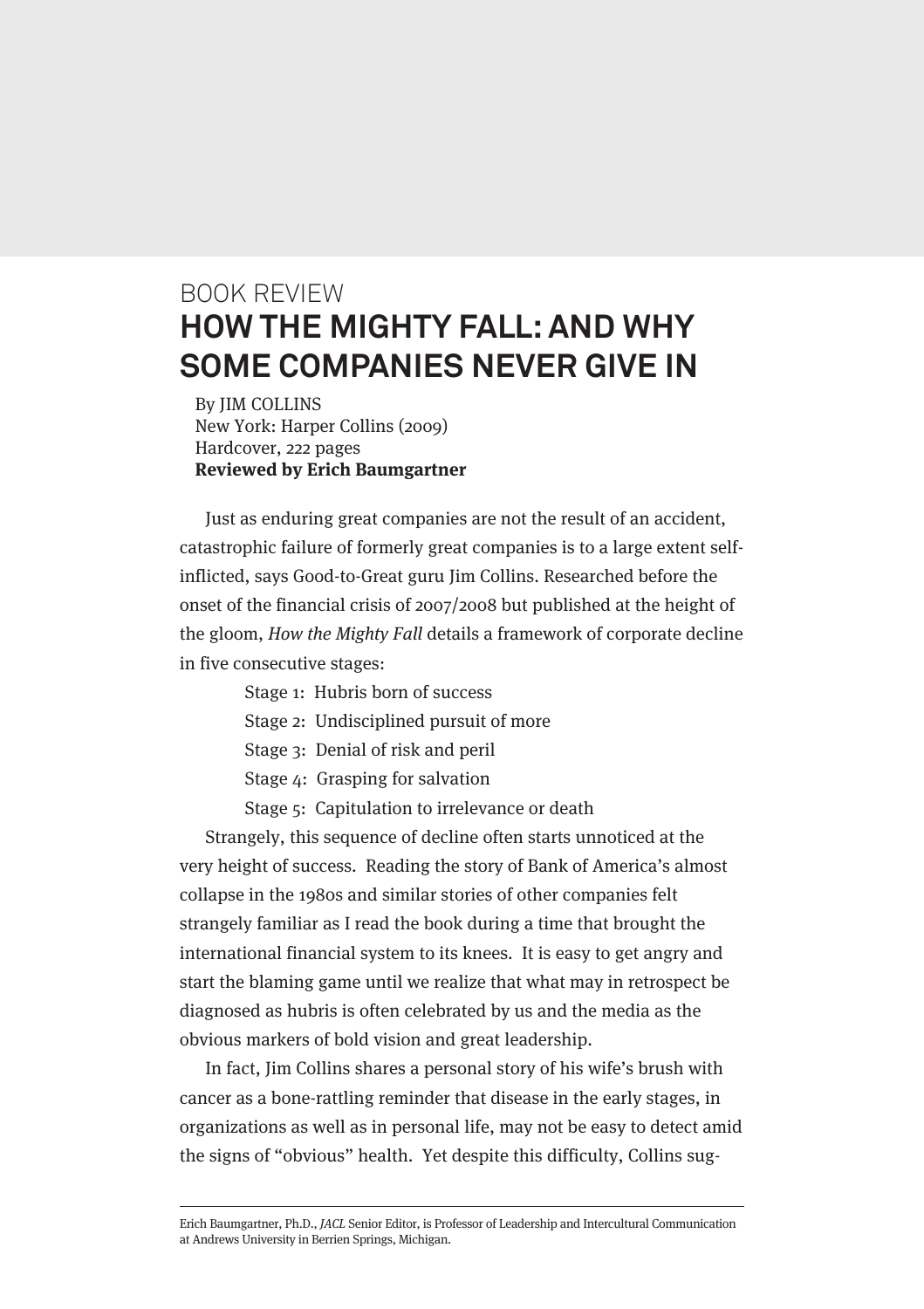BOOK REVIEW

# HOW THE MIGHTY FALL: AND WHY SOME COMPANIES NEVER GIVE IN

By JIM COLLINS
New York: Harper Collins (2009)
Hardcover, 222 pages
**Reviewed by Erich Baumgartner**

Just as enduring great companies are not the result of an accident, catastrophic failure of formerly great companies is to a large extent self-inflicted, says Good-to-Great guru Jim Collins. Researched before the onset of the financial crisis of 2007/2008 but published at the height of the gloom, *How the Mighty Fall* details a framework of corporate decline in five consecutive stages:

- Stage 1: Hubris born of success
- Stage 2: Undisciplined pursuit of more
- Stage 3: Denial of risk and peril
- Stage 4: Grasping for salvation
- Stage 5: Capitulation to irrelevance or death

Strangely, this sequence of decline often starts unnoticed at the very height of success. Reading the story of Bank of America's almost collapse in the 1980s and similar stories of other companies felt strangely familiar as I read the book during a time that brought the international financial system to its knees. It is easy to get angry and start the blaming game until we realize that what may in retrospect be diagnosed as hubris is often celebrated by us and the media as the obvious markers of bold vision and great leadership.

In fact, Jim Collins shares a personal story of his wife's brush with cancer as a bone-rattling reminder that disease in the early stages, in organizations as well as in personal life, may not be easy to detect amid the signs of "obvious" health. Yet despite this difficulty, Collins sug-

Erich Baumgartner, Ph.D., *JACL* Senior Editor, is Professor of Leadership and Intercultural Communication at Andrews University in Berrien Springs, Michigan.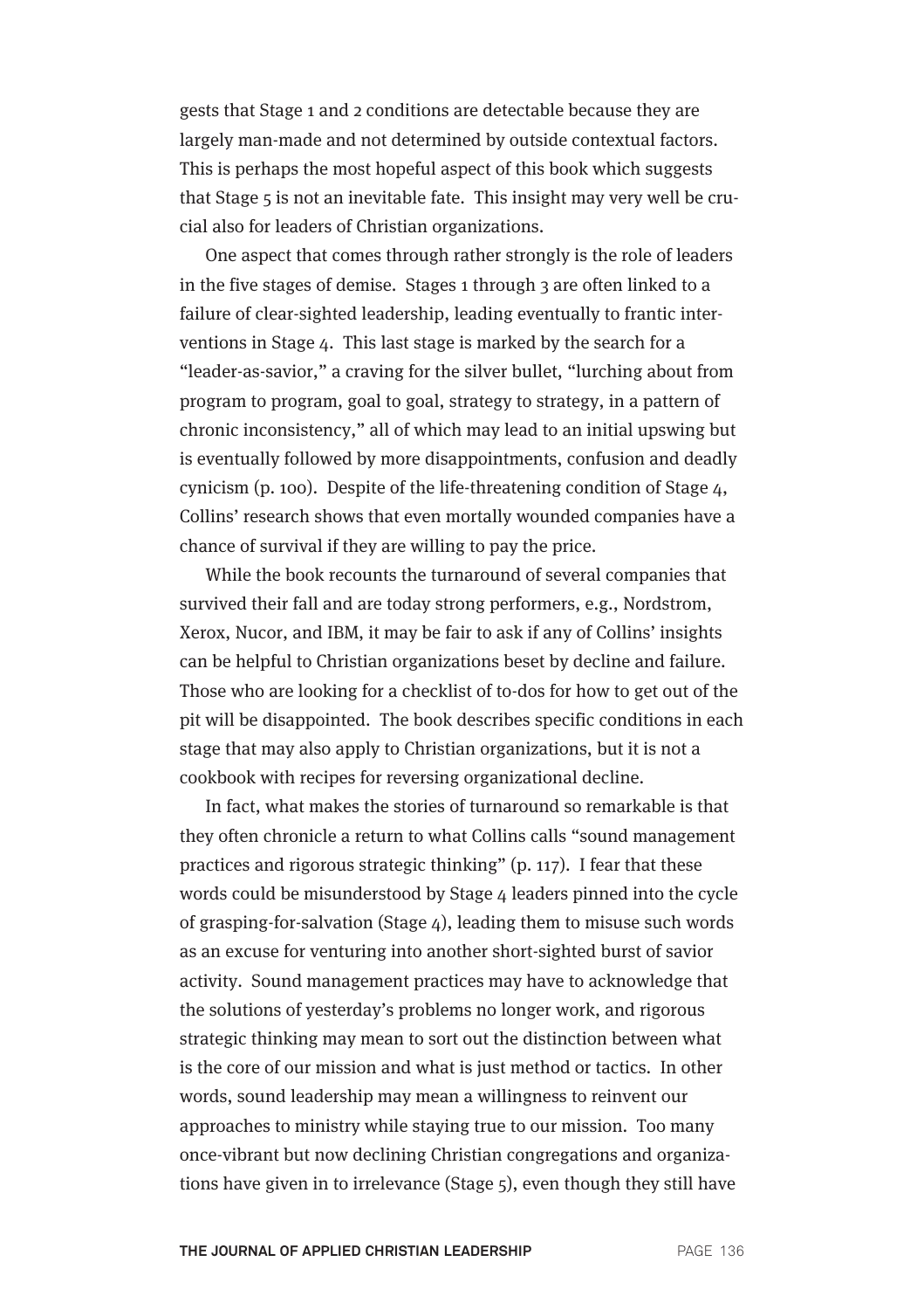gests that Stage 1 and 2 conditions are detectable because they are largely man-made and not determined by outside contextual factors. This is perhaps the most hopeful aspect of this book which suggests that Stage 5 is not an inevitable fate. This insight may very well be crucial also for leaders of Christian organizations.

One aspect that comes through rather strongly is the role of leaders in the five stages of demise. Stages 1 through 3 are often linked to a failure of clear-sighted leadership, leading eventually to frantic interventions in Stage 4. This last stage is marked by the search for a "leader-as-savior," a craving for the silver bullet, "lurching about from program to program, goal to goal, strategy to strategy, in a pattern of chronic inconsistency," all of which may lead to an initial upswing but is eventually followed by more disappointments, confusion and deadly cynicism (p. 100). Despite of the life-threatening condition of Stage 4, Collins' research shows that even mortally wounded companies have a chance of survival if they are willing to pay the price.

While the book recounts the turnaround of several companies that survived their fall and are today strong performers, e.g., Nordstrom, Xerox, Nucor, and IBM, it may be fair to ask if any of Collins' insights can be helpful to Christian organizations beset by decline and failure. Those who are looking for a checklist of to-dos for how to get out of the pit will be disappointed. The book describes specific conditions in each stage that may also apply to Christian organizations, but it is not a cookbook with recipes for reversing organizational decline.

In fact, what makes the stories of turnaround so remarkable is that they often chronicle a return to what Collins calls "sound management practices and rigorous strategic thinking" (p. 117). I fear that these words could be misunderstood by Stage 4 leaders pinned into the cycle of grasping-for-salvation (Stage 4), leading them to misuse such words as an excuse for venturing into another short-sighted burst of savior activity. Sound management practices may have to acknowledge that the solutions of yesterday's problems no longer work, and rigorous strategic thinking may mean to sort out the distinction between what is the core of our mission and what is just method or tactics. In other words, sound leadership may mean a willingness to reinvent our approaches to ministry while staying true to our mission. Too many once-vibrant but now declining Christian congregations and organizations have given in to irrelevance (Stage 5), even though they still have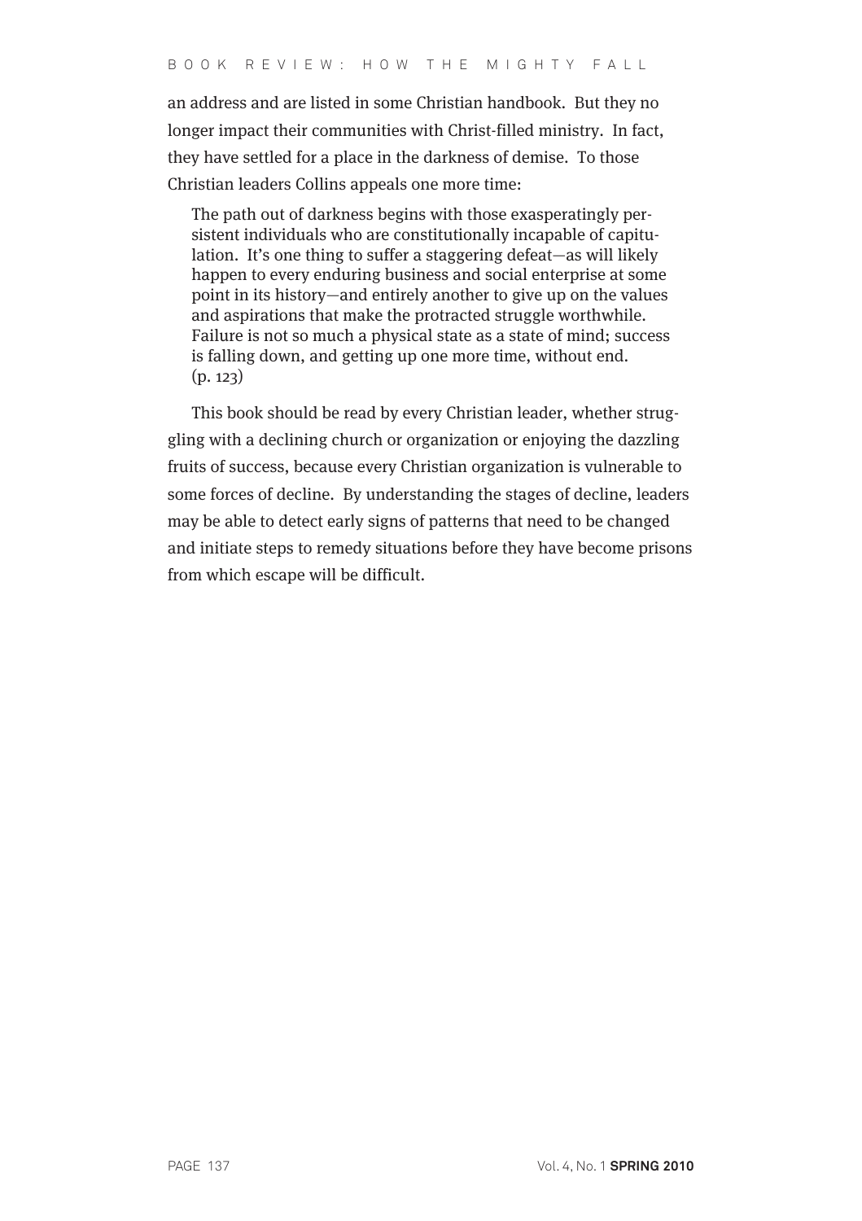an address and are listed in some Christian handbook. But they no longer impact their communities with Christ-filled ministry. In fact, they have settled for a place in the darkness of demise. To those Christian leaders Collins appeals one more time:

> The path out of darkness begins with those exasperatingly persistent individuals who are constitutionally incapable of capitulation. It's one thing to suffer a staggering defeat—as will likely happen to every enduring business and social enterprise at some point in its history—and entirely another to give up on the values and aspirations that make the protracted struggle worthwhile. Failure is not so much a physical state as a state of mind; success is falling down, and getting up one more time, without end. (p. 123)

This book should be read by every Christian leader, whether struggling with a declining church or organization or enjoying the dazzling fruits of success, because every Christian organization is vulnerable to some forces of decline. By understanding the stages of decline, leaders may be able to detect early signs of patterns that need to be changed and initiate steps to remedy situations before they have become prisons from which escape will be difficult.